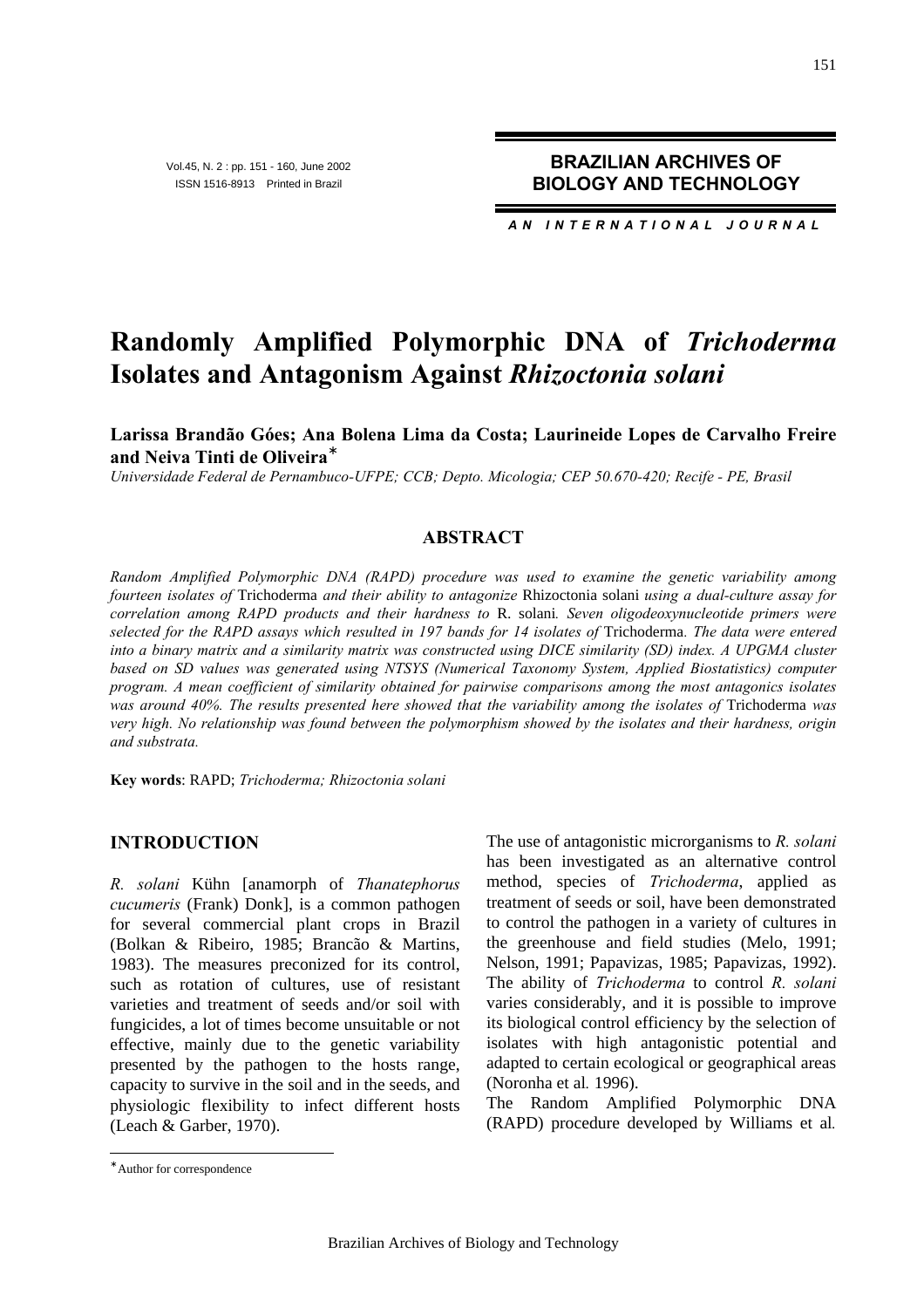# Randomly Amplified Polymorphic DNA of *Trichoderma* Isolates and Antagonism Against *Rhizoctonia solani*

**Larissa Brandão Góes; Ana Bolena Lima da Costa; Laurineide Lopes de Carvalho Freire and Neiva Tinti de Oliveira***

*Universidade Federal de Pernambuco-UFPE; CCB; Depto. Micologia; CEP 50.670-420; Recife - PE, Brasil*

## ABSTRACT

*Random Amplified Polymorphic DNA (RAPD) procedure was used to examine the genetic variability among fourteen isolates of* Trichoderma *and their ability to antagonize* Rhizoctonia solani *using a dual-culture assay for correlation among RAPD products and their hardness to* R. solani*. Seven oligodeoxynucleotide primers were selected for the RAPD assays which resulted in 197 bands for 14 isolates of* Trichoderma*. The data were entered into a binary matrix and a similarity matrix was constructed using DICE similarity (SD) index. A UPGMA cluster based on SD values was generated using NTSYS (Numerical Taxonomy System, Applied Biostatistics) computer program. A mean coefficient of similarity obtained for pairwise comparisons among the most antagonics isolates was around 40%. The results presented here showed that the variability among the isolates of* Trichoderma *was very high. No relationship was found between the polymorphism showed by the isolates and their hardness, origin and substrata.*

**Key words**: RAPD; *Trichoderma; Rhizoctonia solani*

## INTRODUCTION

*R. solani* Kühn [anamorph of *Thanatephorus cucumeris* (Frank) Donk], is a common pathogen for several commercial plant crops in Brazil (Bolkan & Ribeiro, 1985; Brancão & Martins, 1983). The measures preconized for its control, such as rotation of cultures, use of resistant varieties and treatment of seeds and/or soil with fungicides, a lot of times become unsuitable or not effective, mainly due to the genetic variability presented by the pathogen to the hosts range, capacity to survive in the soil and in the seeds, and physiologic flexibility to infect different hosts (Leach & Garber, 1970).

The use of antagonistic microrganisms to *R. solani* has been investigated as an alternative control method, species of *Trichoderma*, applied as treatment of seeds or soil, have been demonstrated to control the pathogen in a variety of cultures in the greenhouse and field studies (Melo, 1991; Nelson, 1991; Papavizas, 1985; Papavizas, 1992). The ability of *Trichoderma* to control *R. solani* varies considerably, and it is possible to improve its biological control efficiency by the selection of isolates with high antagonistic potential and adapted to certain ecological or geographical areas (Noronha et al*.* 1996).

The Random Amplified Polymorphic DNA (RAPD) procedure developed by Williams et al*.*

*Author for correspondence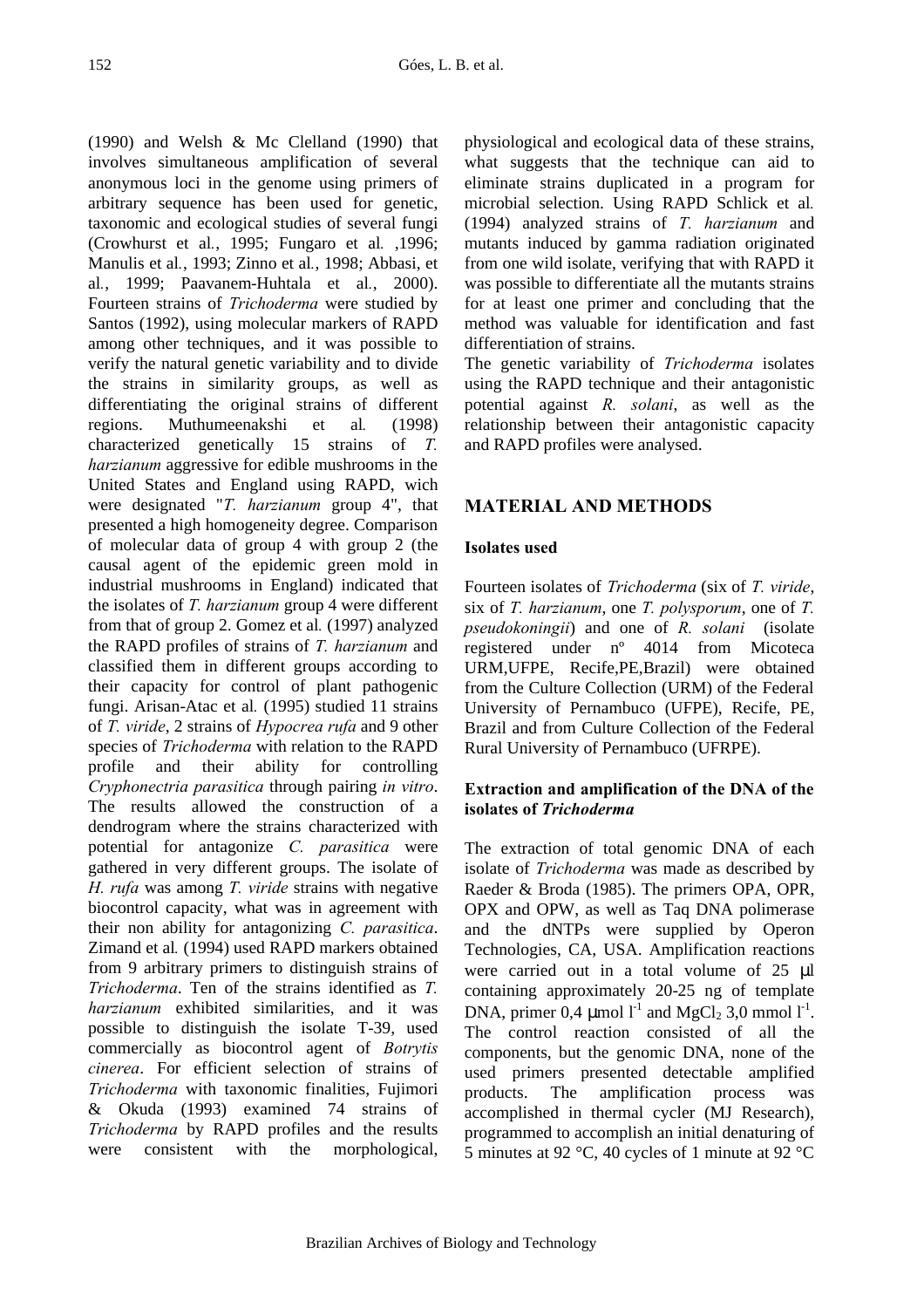(1990) and Welsh & Mc Clelland (1990) that involves simultaneous amplification of several anonymous loci in the genome using primers of arbitrary sequence has been used for genetic, taxonomic and ecological studies of several fungi (Crowhurst et al*.*, 1995; Fungaro et al*.* ,1996; Manulis et al*.*, 1993; Zinno et al*.*, 1998; Abbasi, et al*.*, 1999; Paavanem-Huhtala et al*.*, 2000). Fourteen strains of *Trichoderma* were studied by Santos (1992), using molecular markers of RAPD among other techniques, and it was possible to verify the natural genetic variability and to divide the strains in similarity groups, as well as differentiating the original strains of different regions. Muthumeenakshi et al*.* (1998) characterized genetically 15 strains of *T. harzianum* aggressive for edible mushrooms in the United States and England using RAPD, wich were designated "*T. harzianum* group 4", that presented a high homogeneity degree. Comparison of molecular data of group 4 with group 2 (the causal agent of the epidemic green mold in industrial mushrooms in England) indicated that the isolates of *T. harzianum* group 4 were different from that of group 2. Gomez et al*.* (1997) analyzed the RAPD profiles of strains of *T. harzianum* and classified them in different groups according to their capacity for control of plant pathogenic fungi. Arisan-Atac et al*.* (1995) studied 11 strains of *T. viride*, 2 strains of *Hypocrea rufa* and 9 other species of *Trichoderma* with relation to the RAPD profile and their ability for controlling *Cryphonectria parasitica* through pairing *in vitro*. The results allowed the construction of a dendrogram where the strains characterized with potential for antagonize *C. parasitica* were gathered in very different groups. The isolate of *H. rufa* was among *T. viride* strains with negative biocontrol capacity, what was in agreement with their non ability for antagonizing *C. parasitica*. Zimand et al*.* (1994) used RAPD markers obtained from 9 arbitrary primers to distinguish strains of *Trichoderma*. Ten of the strains identified as *T. harzianum* exhibited similarities, and it was possible to distinguish the isolate T-39, used commercially as biocontrol agent of *Botrytis cinerea*. For efficient selection of strains of *Trichoderma* with taxonomic finalities, Fujimori & Okuda (1993) examined 74 strains of *Trichoderma* by RAPD profiles and the results were consistent with the morphological, physiological and ecological data of these strains, what suggests that the technique can aid to eliminate strains duplicated in a program for microbial selection. Using RAPD Schlick et al*.* (1994) analyzed strains of *T. harzianum* and mutants induced by gamma radiation originated from one wild isolate, verifying that with RAPD it was possible to differentiate all the mutants strains for at least one primer and concluding that the method was valuable for identification and fast differentiation of strains.

The genetic variability of *Trichoderma* isolates using the RAPD technique and their antagonistic potential against *R. solani*, as well as the relationship between their antagonistic capacity and RAPD profiles were analysed.

## MATERIAL AND METHODS

### Isolates used

Fourteen isolates of *Trichoderma* (six of *T. viride*, six of *T. harzianum*, one *T. polysporum*, one of *T. pseudokoningii*) and one of *R. solani* (isolate registered under nº 4014 from Micoteca URM,UFPE, Recife,PE,Brazil) were obtained from the Culture Collection (URM) of the Federal University of Pernambuco (UFPE), Recife, PE, Brazil and from Culture Collection of the Federal Rural University of Pernambuco (UFRPE).

### Extraction and amplification of the DNA of the isolates of *Trichoderma*

The extraction of total genomic DNA of each isolate of *Trichoderma* was made as described by Raeder & Broda (1985). The primers OPA, OPR, OPX and OPW, as well as Taq DNA polimerase and the dNTPs were supplied by Operon Technologies, CA, USA. Amplification reactions were carried out in a total volume of 25 µl containing approximately 20-25 ng of template DNA, primer 0,4 $\mu mol\ l^{-1}$ and $MgCl_2$ 3,0 $mmol\ l^{-1}$. The control reaction consisted of all the components, but the genomic DNA, none of the used primers presented detectable amplified products. The amplification process was accomplished in thermal cycler (MJ Research), programmed to accomplish an initial denaturing of 5 minutes at 92 °C, 40 cycles of 1 minute at 92 °C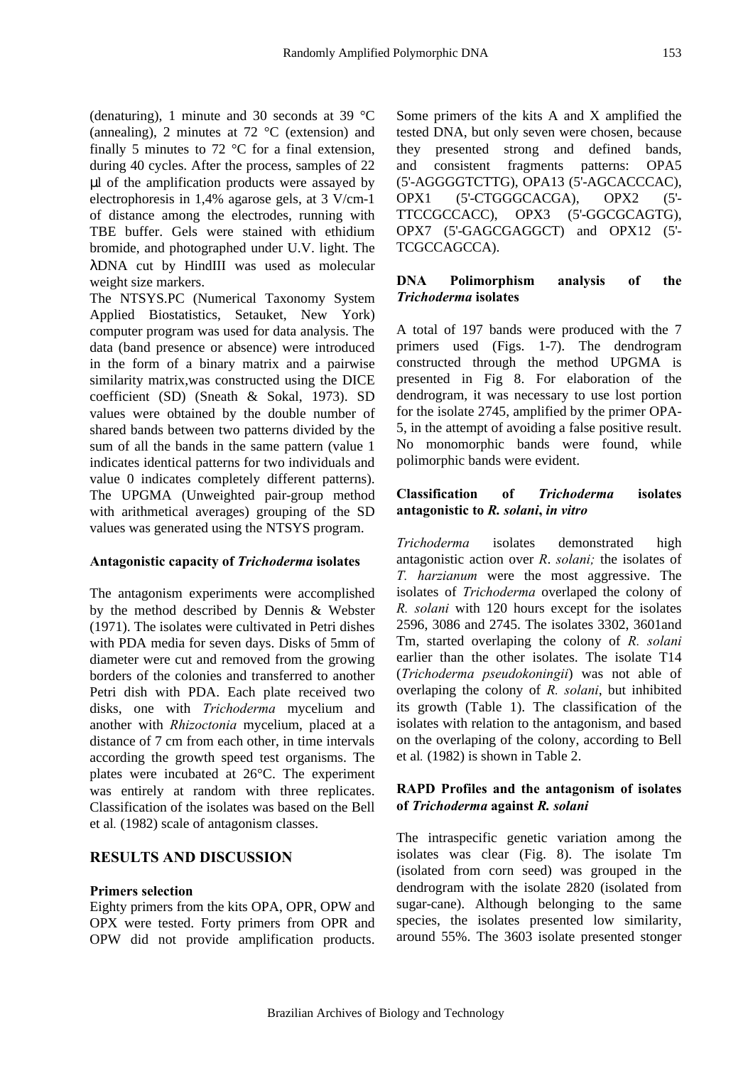(denaturing), 1 minute and 30 seconds at 39 °C (annealing), 2 minutes at 72 °C (extension) and finally 5 minutes to 72 °C for a final extension, during 40 cycles. After the process, samples of 22 μl of the amplification products were assayed by electrophoresis in 1,4% agarose gels, at 3 V/cm-1 of distance among the electrodes, running with TBE buffer. Gels were stained with ethidium bromide, and photographed under U.V. light. The λDNA cut by HindIII was used as molecular weight size markers.

The NTSYS.PC (Numerical Taxonomy System Applied Biostatistics, Setauket, New York) computer program was used for data analysis. The data (band presence or absence) were introduced in the form of a binary matrix and a pairwise similarity matrix,was constructed using the DICE coefficient (SD) (Sneath & Sokal, 1973). SD values were obtained by the double number of shared bands between two patterns divided by the sum of all the bands in the same pattern (value 1 indicates identical patterns for two individuals and value 0 indicates completely different patterns). The UPGMA (Unweighted pair-group method with arithmetical averages) grouping of the SD values was generated using the NTSYS program.

### Antagonistic capacity of *Trichoderma* isolates

The antagonism experiments were accomplished by the method described by Dennis & Webster (1971). The isolates were cultivated in Petri dishes with PDA media for seven days. Disks of 5mm of diameter were cut and removed from the growing borders of the colonies and transferred to another Petri dish with PDA. Each plate received two disks, one with *Trichoderma* mycelium and another with *Rhizoctonia* mycelium, placed at a distance of 7 cm from each other, in time intervals according the growth speed test organisms. The plates were incubated at 26°C. The experiment was entirely at random with three replicates. Classification of the isolates was based on the Bell et al*.* (1982) scale of antagonism classes.

## RESULTS AND DISCUSSION

### Primers selection

Eighty primers from the kits OPA, OPR, OPW and OPX were tested. Forty primers from OPR and OPW did not provide amplification products. Some primers of the kits A and X amplified the tested DNA, but only seven were chosen, because they presented strong and defined bands, and consistent fragments patterns: OPA5 (5'-AGGGGTCTTG), OPA13 (5'-AGCACCCAC), OPX1 (5'-CTGGGCACGA), OPX2 (5'-TTCCGCCACC), OPX3 (5'-GGCGCAGTG), OPX7 (5'-GAGCGAGGCT) and OPX12 (5'-TCGCCAGCCA).

### DNA Polimorphism analysis of the *Trichoderma* isolates

A total of 197 bands were produced with the 7 primers used (Figs. 1-7). The dendrogram constructed through the method UPGMA is presented in Fig 8. For elaboration of the dendrogram, it was necessary to use lost portion for the isolate 2745, amplified by the primer OPA-5, in the attempt of avoiding a false positive result. No monomorphic bands were found, while polimorphic bands were evident.

### Classification of *Trichoderma* isolates antagonistic to *R. solani*, *in vitro*

*Trichoderma* isolates demonstrated high antagonistic action over *R*. *solani;* the isolates of *T. harzianum* were the most aggressive. The isolates of *Trichoderma* overlaped the colony of *R. solani* with 120 hours except for the isolates 2596, 3086 and 2745. The isolates 3302, 3601and Tm, started overlaping the colony of *R. solani* earlier than the other isolates. The isolate T14 (*Trichoderma pseudokoningii*) was not able of overlaping the colony of *R. solani*, but inhibited its growth (Table 1). The classification of the isolates with relation to the antagonism, and based on the overlaping of the colony, according to Bell et al*.* (1982) is shown in Table 2.

### RAPD Profiles and the antagonism of isolates of *Trichoderma* against *R. solani*

The intraspecific genetic variation among the isolates was clear (Fig. 8). The isolate Tm (isolated from corn seed) was grouped in the dendrogram with the isolate 2820 (isolated from sugar-cane). Although belonging to the same species, the isolates presented low similarity, around 55%. The 3603 isolate presented stonger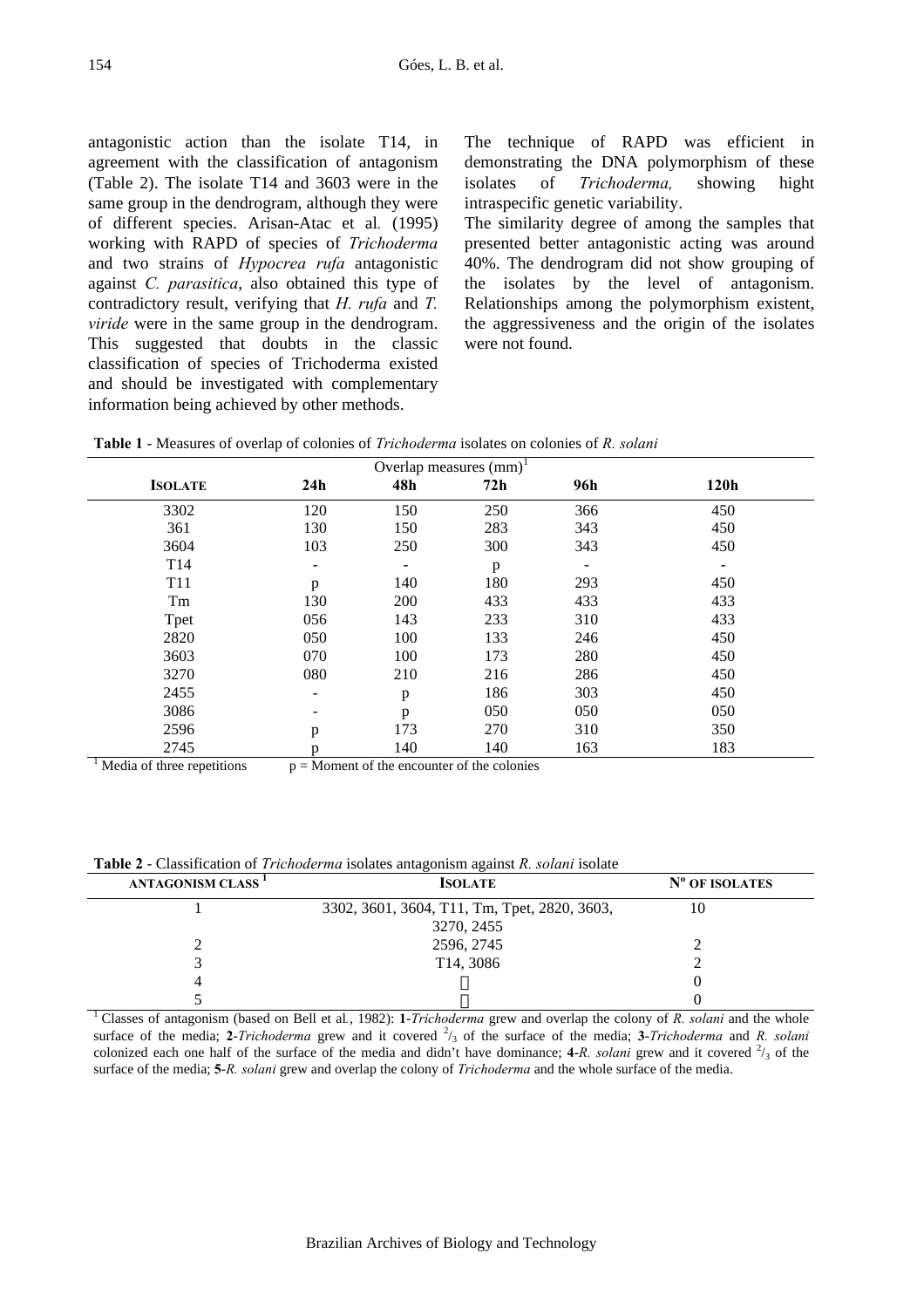antagonistic action than the isolate T14, in agreement with the classification of antagonism (Table 2). The isolate T14 and 3603 were in the same group in the dendrogram, although they were of different species. Arisan-Atac et al*.* (1995) working with RAPD of species of *Trichoderma* and two strains of *Hypocrea rufa* antagonistic against *C. parasitica*, also obtained this type of contradictory result, verifying that *H. rufa* and *T. viride* were in the same group in the dendrogram. This suggested that doubts in the classic classification of species of Trichoderma existed and should be investigated with complementary information being achieved by other methods.

The technique of RAPD was efficient in demonstrating the DNA polymorphism of these isolates of *Trichoderma,* showing hight intraspecific genetic variability.

The similarity degree of among the samples that presented better antagonistic acting was around 40%. The dendrogram did not show grouping of the isolates by the level of antagonism. Relationships among the polymorphism existent, the aggressiveness and the origin of the isolates were not found.

**Table 1** - Measures of overlap of colonies of *Trichoderma* isolates on colonies of *R. solani*

| | Overlap measures (mm)[1] | | | | |
|---|---|---|---|---|---|
| **ISOLATE** | **24h** | **48h** | **72h** | **96h** | **120h** |
| 3302 | 120 | 150 | 250 | 366 | 450 |
| 361 | 130 | 150 | 283 | 343 | 450 |
| 3604 | 103 | 250 | 300 | 343 | 450 |
| T14 | - | - | p | - | - |
| T11 | p | 140 | 180 | 293 | 450 |
| Tm | 130 | 200 | 433 | 433 | 433 |
| Tpet | 056 | 143 | 233 | 310 | 433 |
| 2820 | 050 | 100 | 133 | 246 | 450 |
| 3603 | 070 | 100 | 173 | 280 | 450 |
| 3270 | 080 | 210 | 216 | 286 | 450 |
| 2455 | - | p | 186 | 303 | 450 |
| 3086 | - | p | 050 | 050 | 050 |
| 2596 | p | 173 | 270 | 310 | 350 |
| 2745 | p | 140 | 140 | 163 | 183 |

[1] Media of three repetitions  p = Moment of the encounter of the colonies

**Table 2** - Classification of *Trichoderma* isolates antagonism against *R. solani* isolate

| ANTAGONISM CLASS [1] | ISOLATE | Nº OF ISOLATES |
|---|---|---|
| 1 | 3302, 3601, 3604, T11, Tm, Tpet, 2820, 3603, 3270, 2455 | 10 |
| 2 | 2596, 2745 | 2 |
| 3 | T14, 3086 | 2 |
| 4 | | 0 |
| 5 | | 0 |

[1] Classes of antagonism (based on Bell et al*.*, 1982): **1**-*Trichoderma* grew and overlap the colony of *R. solani* and the whole surface of the media; **2**-*Trichoderma* grew and it covered $^{2}/_{3}$ of the surface of the media; **3**-*Trichoderma* and *R. solani* colonized each one half of the surface of the media and didn't have dominance; **4**-*R. solani* grew and it covered $^{2}/_{3}$ of the surface of the media; **5**-*R. solani* grew and overlap the colony of *Trichoderma* and the whole surface of the media.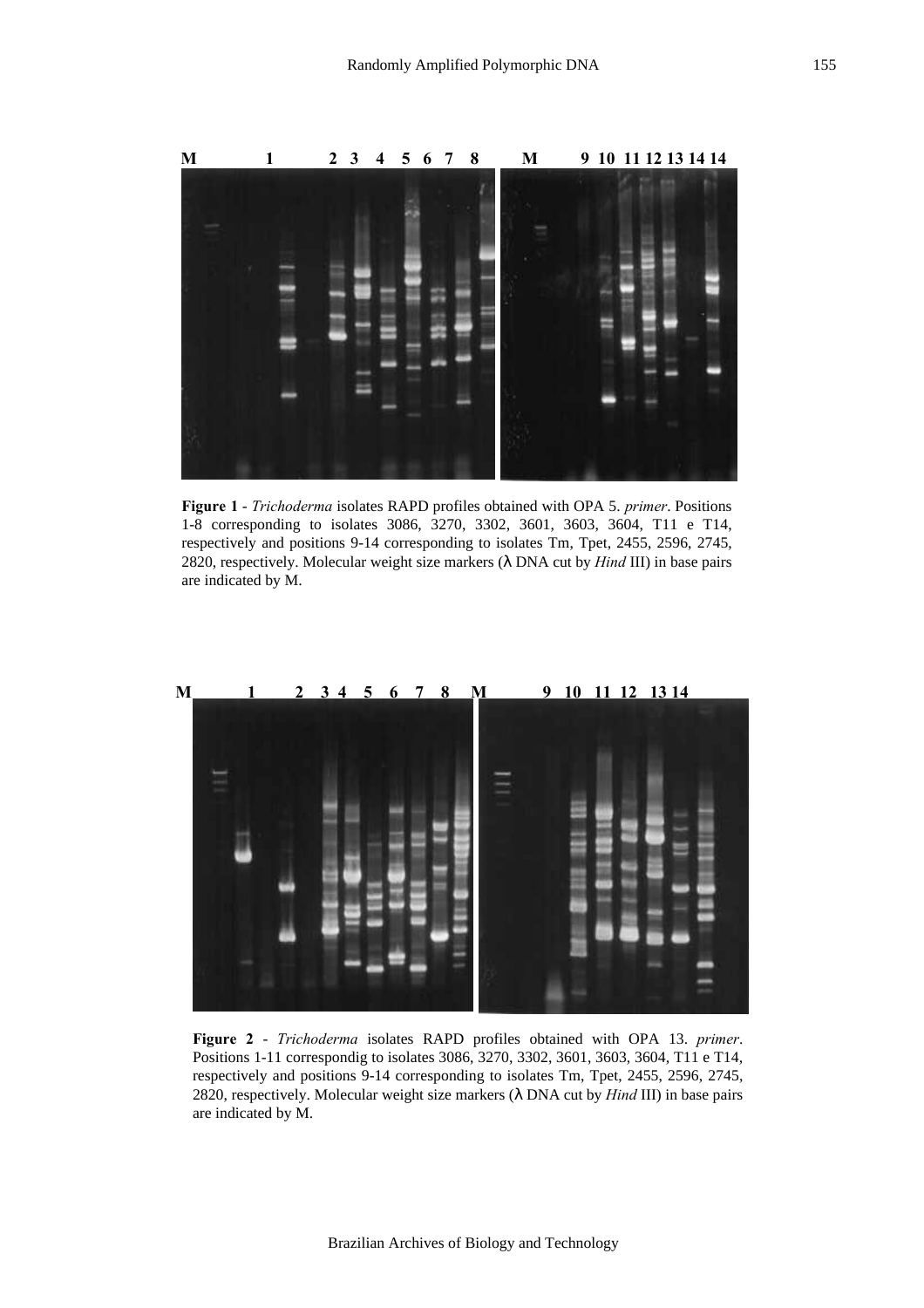**Figure 1** - *Trichoderma* isolates RAPD profiles obtained with OPA 5. *primer*. Positions 1-8 corresponding to isolates 3086, 3270, 3302, 3601, 3603, 3604, T11 e T14, respectively and positions 9-14 corresponding to isolates Tm, Tpet, 2455, 2596, 2745, 2820, respectively. Molecular weight size markers (λ DNA cut by *Hind* III) in base pairs are indicated by M.

**Figure 2** - *Trichoderma* isolates RAPD profiles obtained with OPA 13. *primer*. Positions 1-11 correspondig to isolates 3086, 3270, 3302, 3601, 3603, 3604, T11 e T14, respectively and positions 9-14 corresponding to isolates Tm, Tpet, 2455, 2596, 2745, 2820, respectively. Molecular weight size markers (λ DNA cut by *Hind* III) in base pairs are indicated by M.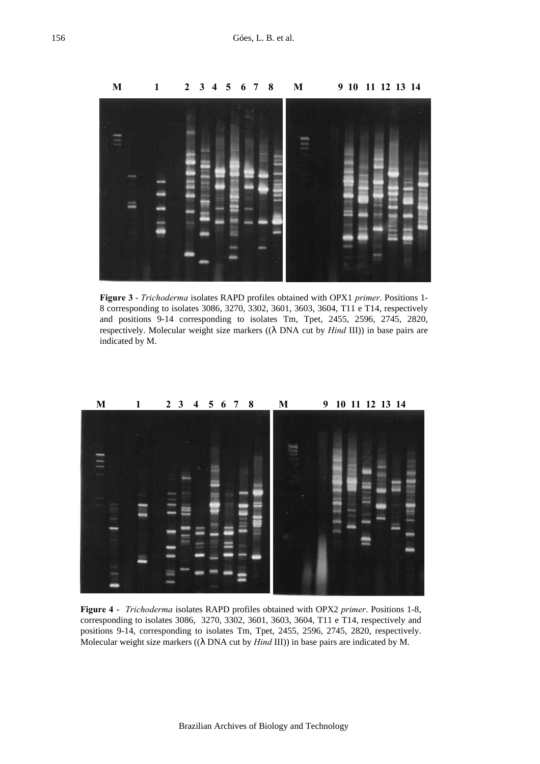**Figure 3** - *Trichoderma* isolates RAPD profiles obtained with OPX1 *primer*. Positions 1-8 corresponding to isolates 3086, 3270, 3302, 3601, 3603, 3604, T11 e T14, respectively and positions 9-14 corresponding to isolates Tm, Tpet, 2455, 2596, 2745, 2820, respectively. Molecular weight size markers ((λ DNA cut by *Hind* III)) in base pairs are indicated by M.

**Figure 4** - *Trichoderma* isolates RAPD profiles obtained with OPX2 *primer*. Positions 1-8, corresponding to isolates 3086, 3270, 3302, 3601, 3603, 3604, T11 e T14, respectively and positions 9-14, corresponding to isolates Tm, Tpet, 2455, 2596, 2745, 2820, respectively. Molecular weight size markers ((λ DNA cut by *Hind* III)) in base pairs are indicated by M.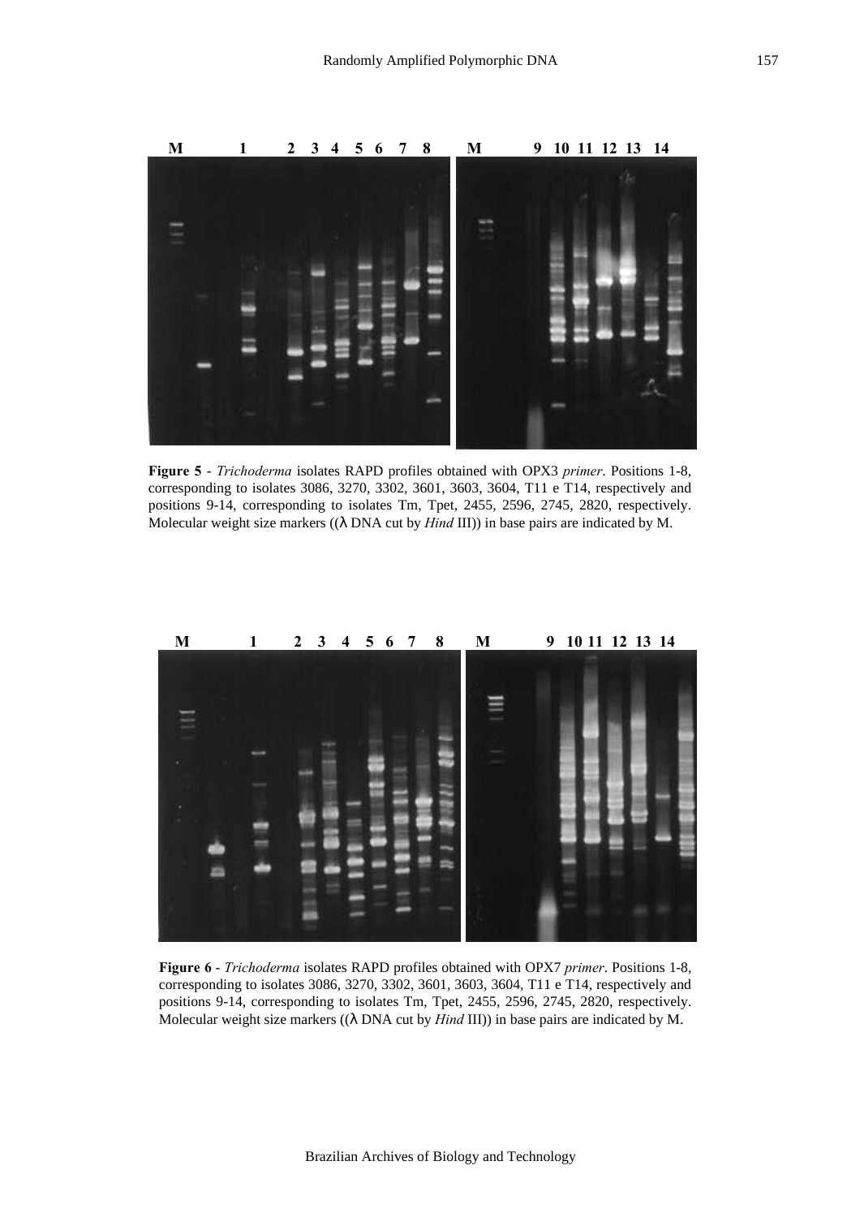**Figure 5** - *Trichoderma* isolates RAPD profiles obtained with OPX3 *primer*. Positions 1-8, corresponding to isolates 3086, 3270, 3302, 3601, 3603, 3604, T11 e T14, respectively and positions 9-14, corresponding to isolates Tm, Tpet, 2455, 2596, 2745, 2820, respectively. Molecular weight size markers ((λ DNA cut by *Hind* III)) in base pairs are indicated by M.

**Figure 6** - *Trichoderma* isolates RAPD profiles obtained with OPX7 *primer*. Positions 1-8, corresponding to isolates 3086, 3270, 3302, 3601, 3603, 3604, T11 e T14, respectively and positions 9-14, corresponding to isolates Tm, Tpet, 2455, 2596, 2745, 2820, respectively. Molecular weight size markers ((λ DNA cut by *Hind* III)) in base pairs are indicated by M.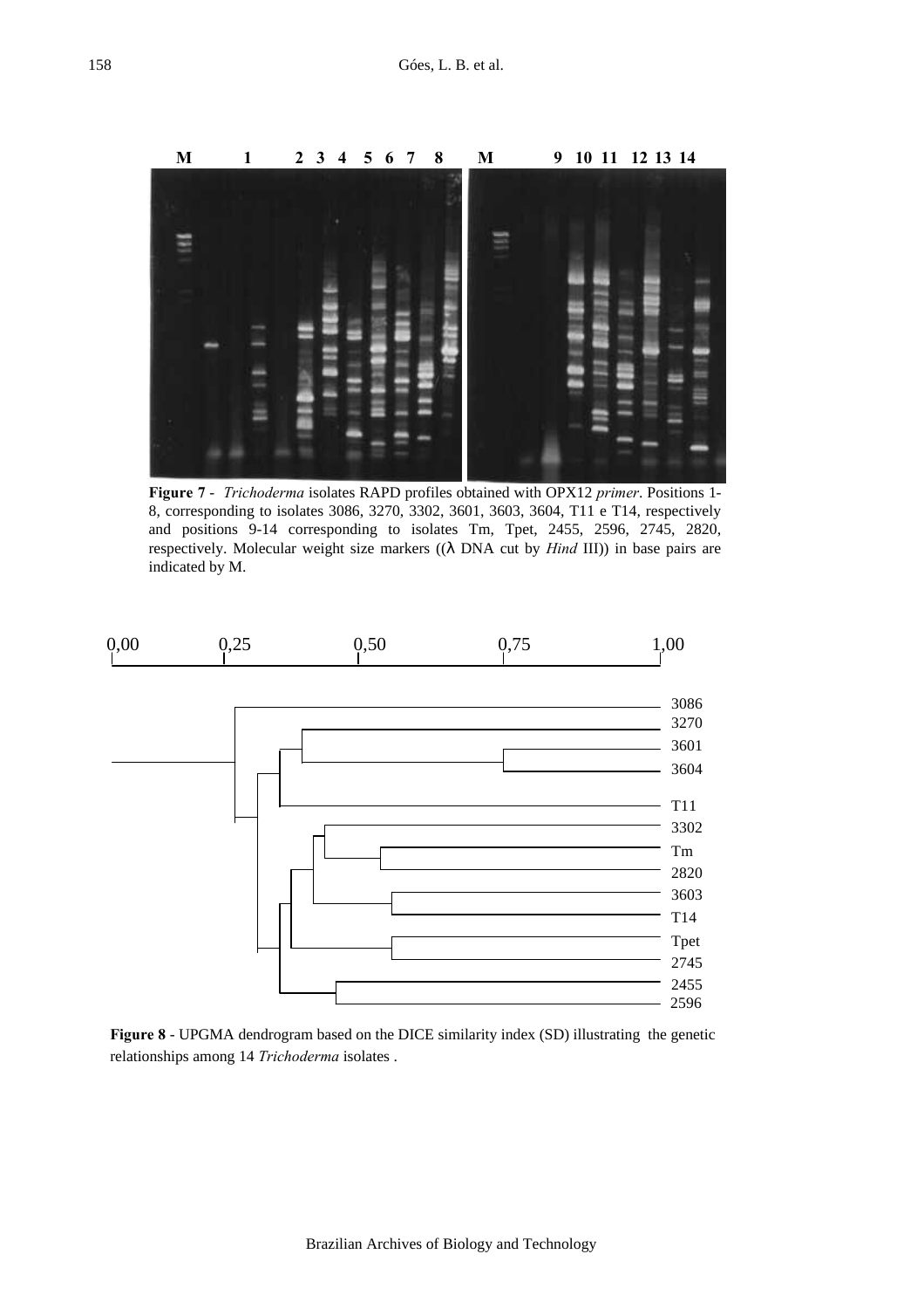**Figure 7** - *Trichoderma* isolates RAPD profiles obtained with OPX12 *primer*. Positions 1-8, corresponding to isolates 3086, 3270, 3302, 3601, 3603, 3604, T11 e T14, respectively and positions 9-14 corresponding to isolates Tm, Tpet, 2455, 2596, 2745, 2820, respectively. Molecular weight size markers ((λ DNA cut by *Hind* III)) in base pairs are indicated by M.

**Figure 8** - UPGMA dendrogram based on the DICE similarity index (SD) illustrating the genetic relationships among 14 *Trichoderma* isolates .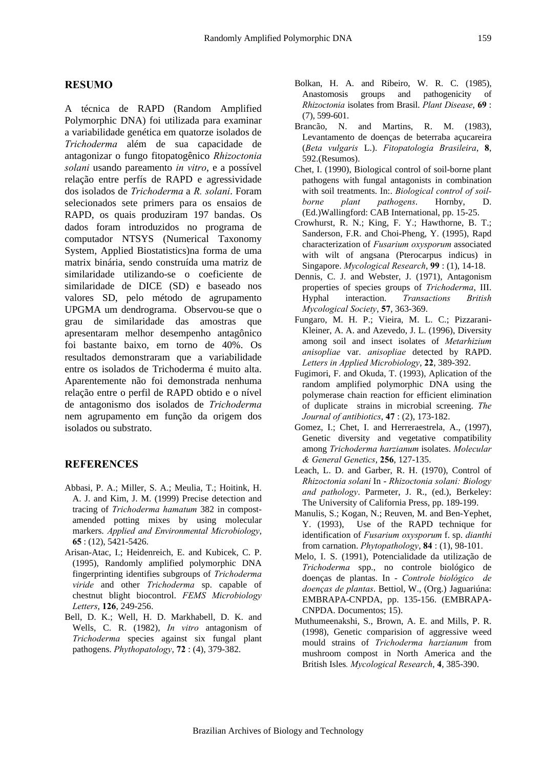## RESUMO

A técnica de RAPD (Random Amplified Polymorphic DNA) foi utilizada para examinar a variabilidade genética em quatorze isolados de *Trichoderma* além de sua capacidade de antagonizar o fungo fitopatogênico *Rhizoctonia solani* usando pareamento *in vitro*, e a possível relação entre perfís de RAPD e agressividade dos isolados de *Trichoderma* a *R. solani*. Foram selecionados sete primers para os ensaios de RAPD, os quais produziram 197 bandas. Os dados foram introduzidos no programa de computador NTSYS (Numerical Taxonomy System, Applied Biostatistics)na forma de uma matrix binária, sendo construída uma matriz de similaridade utilizando-se o coeficiente de similaridade de DICE (SD) e baseado nos valores SD, pelo método de agrupamento UPGMA um dendrograma. Observou-se que o grau de similaridade das amostras que apresentaram melhor desempenho antagônico foi bastante baixo, em torno de 40%. Os resultados demonstraram que a variabilidade entre os isolados de Trichoderma é muito alta. Aparentemente não foi demonstrada nenhuma relação entre o perfil de RAPD obtido e o nível de antagonismo dos isolados de *Trichoderma* nem agrupamento em função da origem dos isolados ou substrato.

## REFERENCES

Abbasi, P. A.; Miller, S. A.; Meulia, T.; Hoitink, H. A. J. and Kim, J. M. (1999) Precise detection and tracing of *Trichoderma hamatum* 382 in compost-amended potting mixes by using molecular markers. *Applied and Environmental Microbiology*, **65** : (12), 5421-5426.

Arisan-Atac, I.; Heidenreich, E. and Kubicek, C. P. (1995), Randomly amplified polymorphic DNA fingerprinting identifies subgroups of *Trichoderma viride* and other *Trichoderma* sp. capable of chestnut blight biocontrol. *FEMS Microbiology Letters*, **126**, 249-256.

Bell, D. K.; Well, H. D. Markhabell, D. K. and Wells, C. R. (1982), *In vitro* antagonism of *Trichoderma* species against six fungal plant pathogens. *Phythopatology*, **72** : (4), 379-382.

Bolkan, H. A. and Ribeiro, W. R. C. (1985), Anastomosis groups and pathogenicity of *Rhizoctonia* isolates from Brasil. *Plant Disease*, **69** : (7), 599-601.

Brancão, N. and Martins, R. M. (1983), Levantamento de doenças de beterraba açucareira (*Beta vulgaris* L.). *Fitopatologia Brasileira*, **8**, 592.(Resumos).

Chet, I. (1990), Biological control of soil-borne plant pathogens with fungal antagonists in combination with soil treatments. In:. *Biological control of soil-borne plant pathogens*. Hornby, D. (Ed.)Wallingford: CAB International, pp. 15-25.

Crowhurst, R. N.; King, F. Y.; Hawthorne, B. T.; Sanderson, F.R. and Choi-Pheng, Y. (1995), Rapd characterization of *Fusarium oxysporum* associated with wilt of angsana (Pterocarpus indicus) in Singapore. *Mycological Research*, **99** : (1), 14-18.

Dennis, C. J. and Webster, J. (1971), Antagonism properties of species groups of *Trichoderma*, III. Hyphal interaction. *Transactions British Mycological Society*, **57**, 363-369.

Fungaro, M. H. P.; Vieira, M. L. C.; Pizzarani-Kleiner, A. A. and Azevedo, J. L. (1996), Diversity among soil and insect isolates of *Metarhizium anisopliae* var. *anisopliae* detected by RAPD. *Letters in Applied Microbiology*, **22**, 389-392.

Fugimori, F. and Okuda, T. (1993), Aplication of the random amplified polymorphic DNA using the polymerase chain reaction for efficient elimination of duplicate strains in microbial screening. *The Journal of antibiotics*, **47** : (2), 173-182.

Gomez, I.; Chet, I. and Herreraestrela, A., (1997), Genetic diversity and vegetative compatibility among *Trichoderma harzianum* isolates. *Molecular & General Genetics*, **256**, 127-135.

Leach, L. D. and Garber, R. H. (1970), Control of *Rhizoctonia solani* In - *Rhizoctonia solani: Biology and pathology*. Parmeter, J. R., (ed.), Berkeley: The University of California Press, pp. 189-199.

Manulis, S.; Kogan, N.; Reuven, M. and Ben-Yephet, Y. (1993), Use of the RAPD technique for identification of *Fusarium oxysporum* f. sp. *dianthi* from carnation. *Phytopathology*, **84** : (1), 98-101.

Melo, I. S. (1991), Potencialidade da utilização de *Trichoderma* spp., no controle biológico de doenças de plantas. In - *Controle biológico de doenças de plantas*. Bettiol, W., (Org.) Jaguariúna: EMBRAPA-CNPDA, pp. 135-156. (EMBRAPA-CNPDA. Documentos; 15).

Muthumeenakshi, S., Brown, A. E. and Mills, P. R. (1998), Genetic comparision of aggressive weed mould strains of *Trichoderma harzianum* from mushroom compost in North America and the British Isles. *Mycological Research*, **4**, 385-390.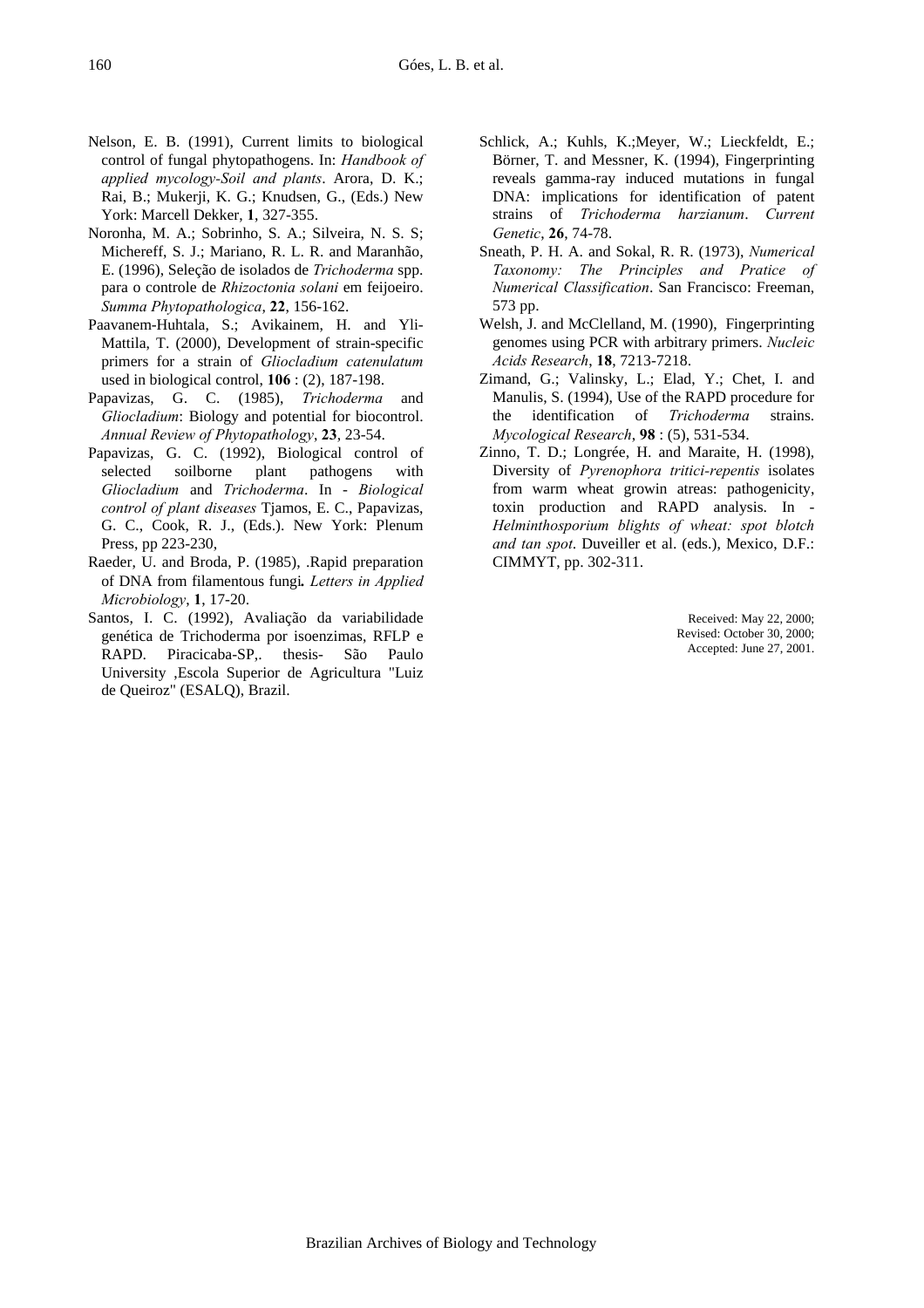Nelson, E. B. (1991), Current limits to biological control of fungal phytopathogens. In: *Handbook of applied mycology-Soil and plants*. Arora, D. K.; Rai, B.; Mukerji, K. G.; Knudsen, G., (Eds.) New York: Marcell Dekker, **1**, 327-355.

Noronha, M. A.; Sobrinho, S. A.; Silveira, N. S. S; Michereff, S. J.; Mariano, R. L. R. and Maranhão, E. (1996), Seleção de isolados de *Trichoderma* spp. para o controle de *Rhizoctonia solani* em feijoeiro. *Summa Phytopathologica*, **22**, 156-162.

Paavanem-Huhtala, S.; Avikainem, H. and Yli-Mattila, T. (2000), Development of strain-specific primers for a strain of *Gliocladium catenulatum* used in biological control, **106** : (2), 187-198.

Papavizas, G. C. (1985), *Trichoderma* and *Gliocladium*: Biology and potential for biocontrol. *Annual Review of Phytopathology*, **23**, 23-54.

Papavizas, G. C. (1992), Biological control of selected soilborne plant pathogens with *Gliocladium* and *Trichoderma*. In - *Biological control of plant diseases* Tjamos, E. C., Papavizas, G. C., Cook, R. J., (Eds.). New York: Plenum Press, pp 223-230,

Raeder, U. and Broda, P. (1985), .Rapid preparation of DNA from filamentous fungi*. Letters in Applied Microbiology*, **1**, 17-20.

Santos, I. C. (1992), Avaliação da variabilidade genética de Trichoderma por isoenzimas, RFLP e RAPD. Piracicaba-SP,. thesis- São Paulo University ,Escola Superior de Agricultura "Luiz de Queiroz" (ESALQ), Brazil.

Schlick, A.; Kuhls, K.;Meyer, W.; Lieckfeldt, E.; Börner, T. and Messner, K. (1994), Fingerprinting reveals gamma-ray induced mutations in fungal DNA: implications for identification of patent strains of *Trichoderma harzianum*. *Current Genetic*, **26**, 74-78.

Sneath, P. H. A. and Sokal, R. R. (1973), *Numerical Taxonomy: The Principles and Pratice of Numerical Classification*. San Francisco: Freeman, 573 pp.

Welsh, J. and McClelland, M. (1990), Fingerprinting genomes using PCR with arbitrary primers. *Nucleic Acids Research*, **18**, 7213-7218.

Zimand, G.; Valinsky, L.; Elad, Y.; Chet, I. and Manulis, S. (1994), Use of the RAPD procedure for the identification of *Trichoderma* strains. *Mycological Research*, **98** : (5), 531-534.

Zinno, T. D.; Longrée, H. and Maraite, H. (1998), Diversity of *Pyrenophora tritici-repentis* isolates from warm wheat growin atreas: pathogenicity, toxin production and RAPD analysis. In - *Helminthosporium blights of wheat: spot blotch and tan spot*. Duveiller et al. (eds.), Mexico, D.F.: CIMMYT, pp. 302-311.

Received: May 22, 2000;
Revised: October 30, 2000;
Accepted: June 27, 2001.